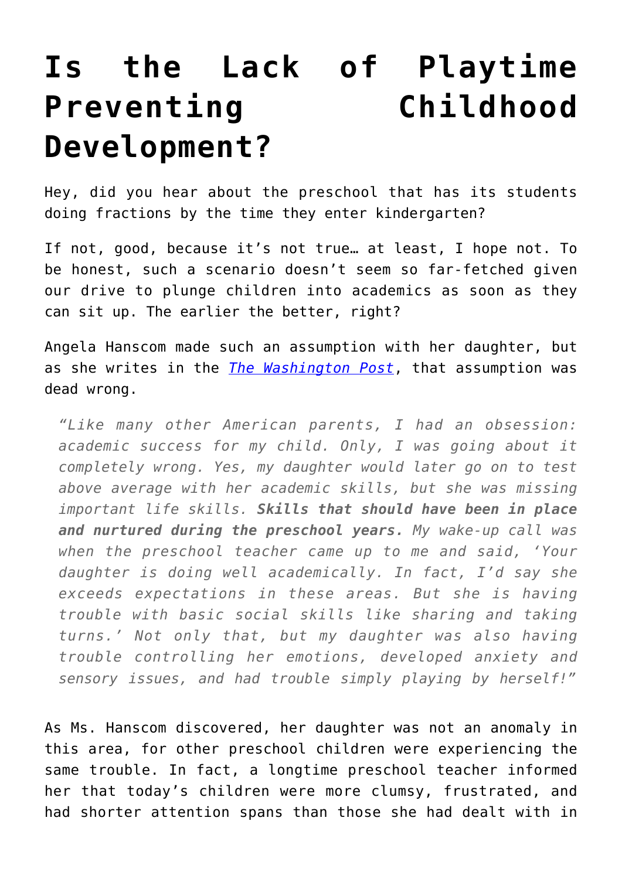# Is the Lack of Playtime Preventing Childhood Development?

Hey, did you hear about the preschool that has its students doing fractions by the time they enter kindergarten?

If not, good, because it's not true… at least, I hope not. To be honest, such a scenario doesn't seem so far-fetched given our drive to plunge children into academics as soon as they can sit up. The earlier the better, right?

Angela Hanscom made such an assumption with her daughter, but as she writes in the *The Washington Post*, that assumption was dead wrong.

> *"Like many other American parents, I had an obsession: academic success for my child. Only, I was going about it completely wrong. Yes, my daughter would later go on to test above average with her academic skills, but she was missing important life skills.* ***Skills that should have been in place and nurtured during the preschool years.*** *My wake-up call was when the preschool teacher came up to me and said, 'Your daughter is doing well academically. In fact, I'd say she exceeds expectations in these areas. But she is having trouble with basic social skills like sharing and taking turns.' Not only that, but my daughter was also having trouble controlling her emotions, developed anxiety and sensory issues, and had trouble simply playing by herself!"*

As Ms. Hanscom discovered, her daughter was not an anomaly in this area, for other preschool children were experiencing the same trouble. In fact, a longtime preschool teacher informed her that today's children were more clumsy, frustrated, and had shorter attention spans than those she had dealt with in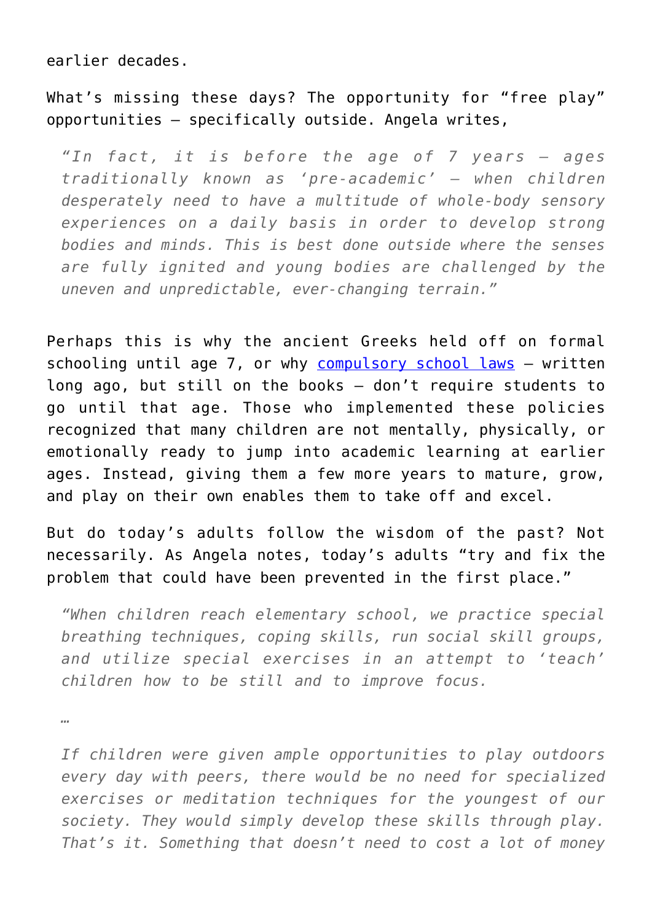earlier decades.

What's missing these days? The opportunity for "free play" opportunities – specifically outside. Angela writes,

> *"In fact, it is before the age of 7 years – ages traditionally known as 'pre-academic' – when children desperately need to have a multitude of whole-body sensory experiences on a daily basis in order to develop strong bodies and minds. This is best done outside where the senses are fully ignited and young bodies are challenged by the uneven and unpredictable, ever-changing terrain."*

Perhaps this is why the ancient Greeks held off on formal schooling until age 7, or why compulsory school laws – written long ago, but still on the books – don't require students to go until that age. Those who implemented these policies recognized that many children are not mentally, physically, or emotionally ready to jump into academic learning at earlier ages. Instead, giving them a few more years to mature, grow, and play on their own enables them to take off and excel.

But do today's adults follow the wisdom of the past? Not necessarily. As Angela notes, today's adults "try and fix the problem that could have been prevented in the first place."

> *"When children reach elementary school, we practice special breathing techniques, coping skills, run social skill groups, and utilize special exercises in an attempt to 'teach' children how to be still and to improve focus.*
>
> *…*
>
> *If children were given ample opportunities to play outdoors every day with peers, there would be no need for specialized exercises or meditation techniques for the youngest of our society. They would simply develop these skills through play. That's it. Something that doesn't need to cost a lot of money*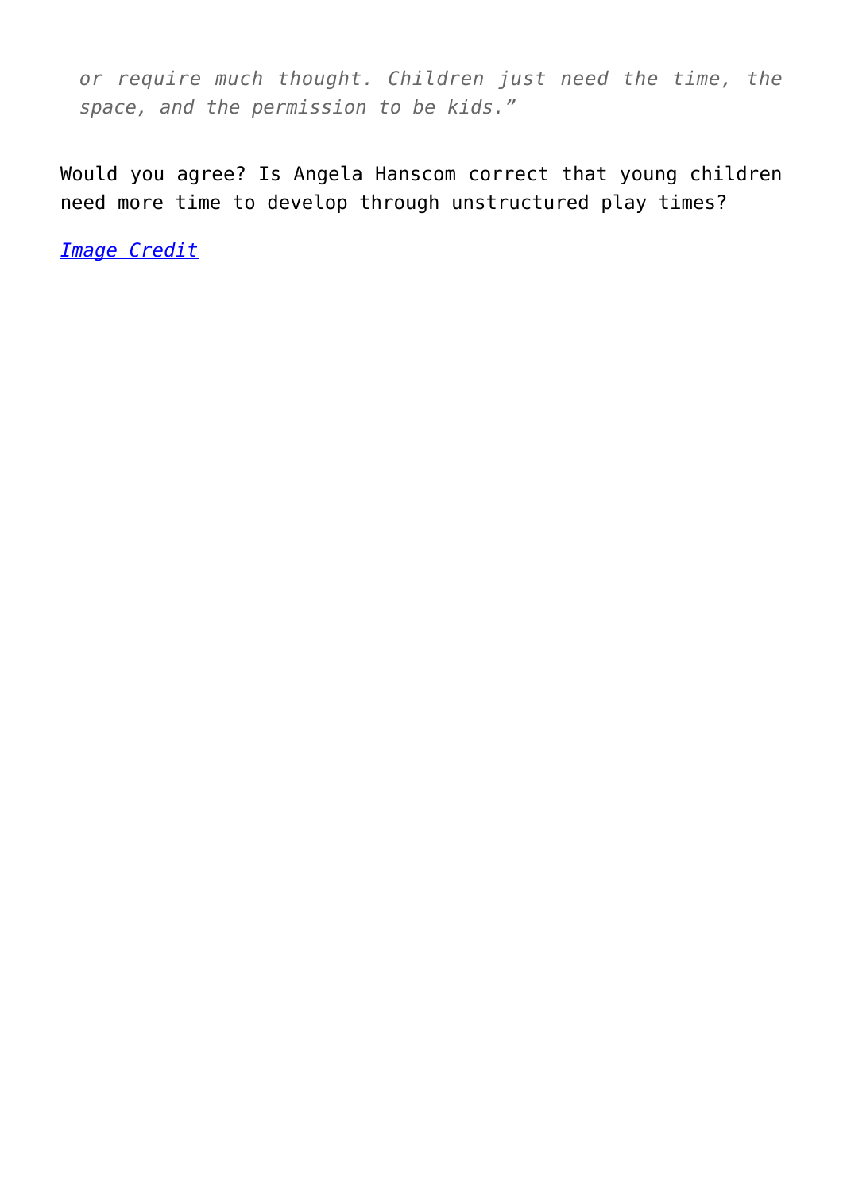> *or require much thought. Children just need the time, the space, and the permission to be kids."*

Would you agree? Is Angela Hanscom correct that young children need more time to develop through unstructured play times?

*Image Credit*